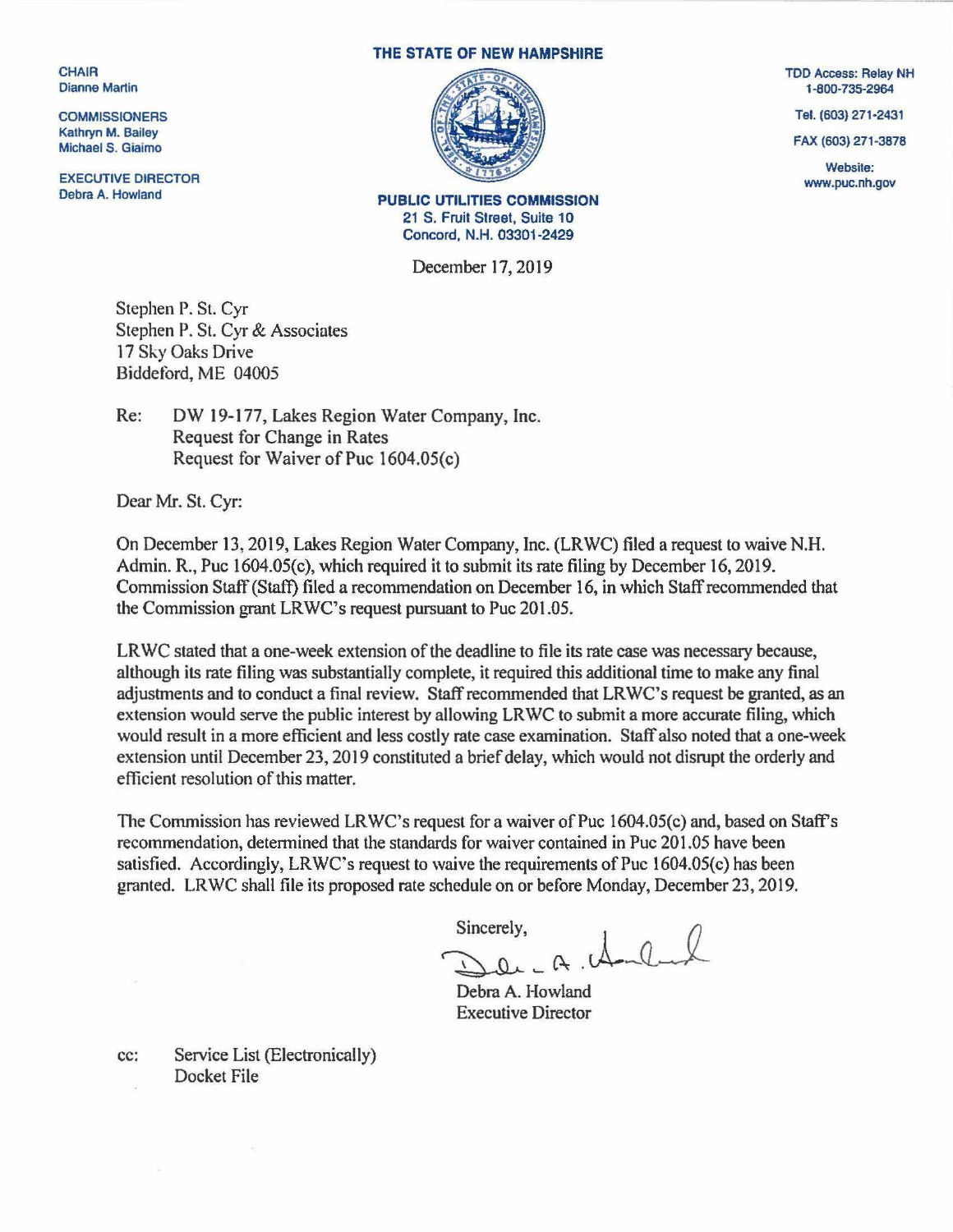CHAIR
Dianne Martin

COMMISSIONERS
Kathryn M. Bailey
Michael S. Giaimo

EXECUTIVE DIRECTOR
Debra A. Howland

**THE STATE OF NEW HAMPSHIRE**

**PUBLIC UTILITIES COMMISSION**
**21 S. Fruit Street, Suite 10**
**Concord, N.H. 03301-2429**

TDD Access: Relay NH
1-800-735-2964

Tel. (603) 271-2431

FAX (603) 271-3878

Website:
www.puc.nh.gov

December 17, 2019

Stephen P. St. Cyr
Stephen P. St. Cyr & Associates
17 Sky Oaks Drive
Biddeford, ME 04005

Re: DW 19-177, Lakes Region Water Company, Inc.
Request for Change in Rates
Request for Waiver of Puc 1604.05(c)

Dear Mr. St. Cyr:

On December 13, 2019, Lakes Region Water Company, Inc. (LRWC) filed a request to waive N.H. Admin. R., Puc 1604.05(c), which required it to submit its rate filing by December 16, 2019. Commission Staff (Staff) filed a recommendation on December 16, in which Staff recommended that the Commission grant LRWC's request pursuant to Puc 201.05.

LRWC stated that a one-week extension of the deadline to file its rate case was necessary because, although its rate filing was substantially complete, it required this additional time to make any final adjustments and to conduct a final review. Staff recommended that LRWC's request be granted, as an extension would serve the public interest by allowing LRWC to submit a more accurate filing, which would result in a more efficient and less costly rate case examination. Staff also noted that a one-week extension until December 23, 2019 constituted a brief delay, which would not disrupt the orderly and efficient resolution of this matter.

The Commission has reviewed LRWC's request for a waiver of Puc 1604.05(c) and, based on Staff's recommendation, determined that the standards for waiver contained in Puc 201.05 have been satisfied. Accordingly, LRWC's request to waive the requirements of Puc 1604.05(c) has been granted. LRWC shall file its proposed rate schedule on or before Monday, December 23, 2019.

Sincerely,

Debra A. Howland
Executive Director

cc: Service List (Electronically)
Docket File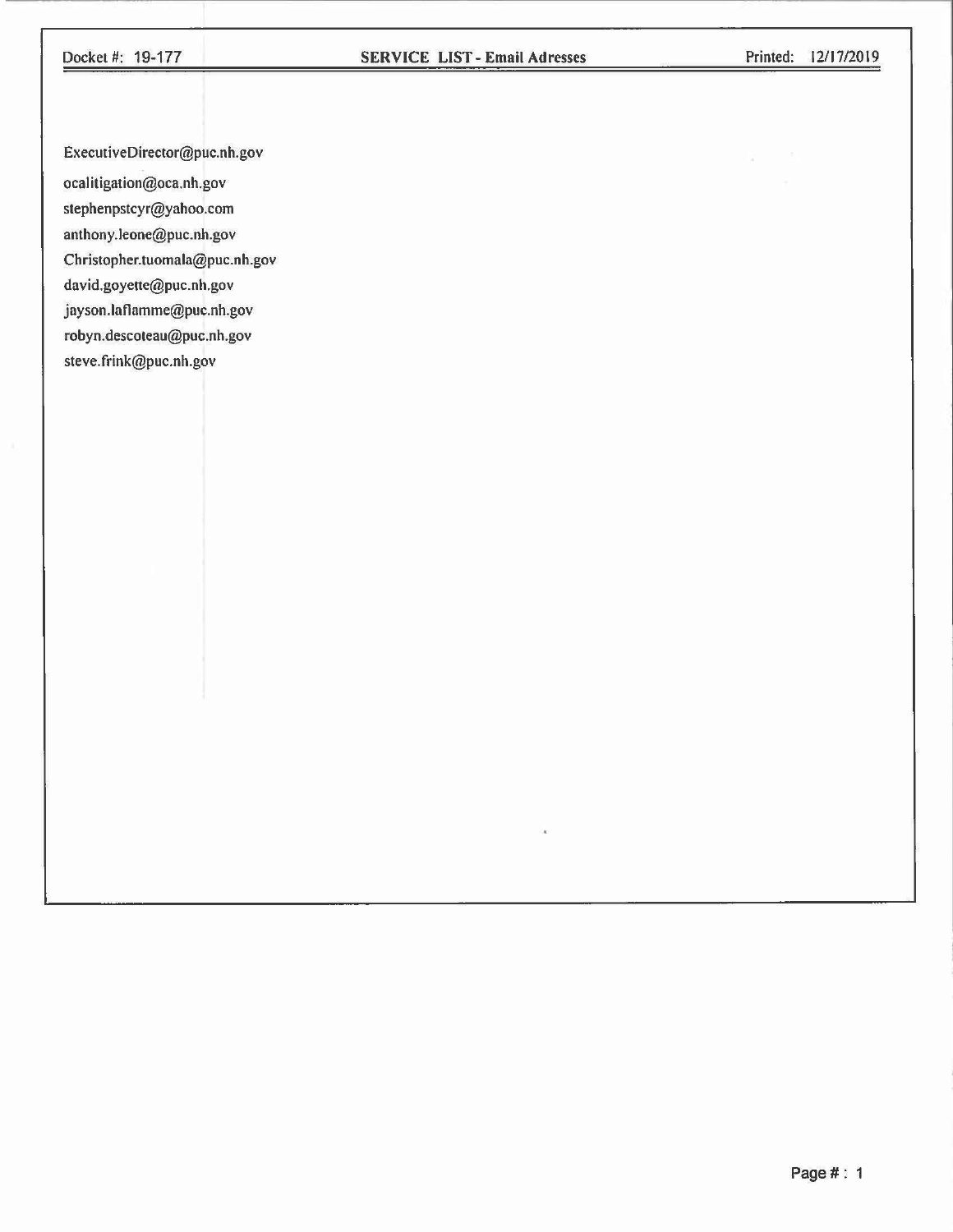Docket #: 19-177 **SERVICE LIST - Email Adresses** Printed: 12/17/2019

ExecutiveDirector@puc.nh.gov

ocalitigation@oca.nh.gov

stephenpstcyr@yahoo.com

anthony.leone@puc.nh.gov

Christopher.tuomala@puc.nh.gov

david.goyette@puc.nh.gov

jayson.laflamme@puc.nh.gov

robyn.descoteau@puc.nh.gov

steve.frink@puc.nh.gov